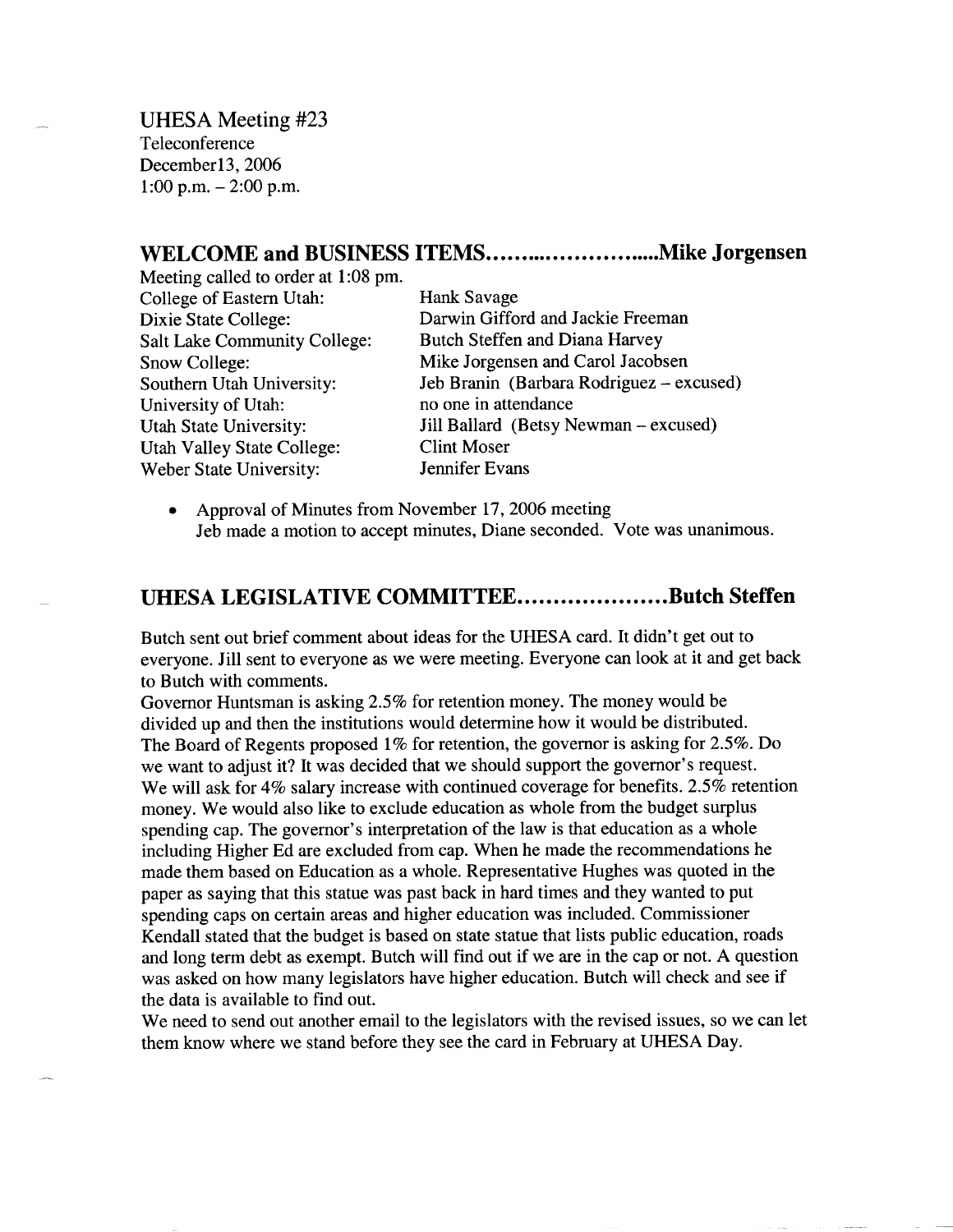UHESA Meeting #23
Teleconference
December13, 2006
1:00 p.m. – 2:00 p.m.

## WELCOME and BUSINESS ITEMS……….………….....Mike Jorgensen

Meeting called to order at 1:08 pm.

| | |
|---|---|
| College of Eastern Utah: | Hank Savage |
| Dixie State College: | Darwin Gifford and Jackie Freeman |
| Salt Lake Community College: | Butch Steffen and Diana Harvey |
| Snow College: | Mike Jorgensen and Carol Jacobsen |
| Southern Utah University: | Jeb Branin (Barbara Rodriguez – excused) |
| University of Utah: | no one in attendance |
| Utah State University: | Jill Ballard (Betsy Newman – excused) |
| Utah Valley State College: | Clint Moser |
| Weber State University: | Jennifer Evans |

- Approval of Minutes from November 17, 2006 meeting
  Jeb made a motion to accept minutes, Diane seconded. Vote was unanimous.

## UHESA LEGISLATIVE COMMITTEE…………………Butch Steffen

Butch sent out brief comment about ideas for the UHESA card. It didn't get out to everyone. Jill sent to everyone as we were meeting. Everyone can look at it and get back to Butch with comments.
Governor Huntsman is asking 2.5% for retention money. The money would be divided up and then the institutions would determine how it would be distributed.
The Board of Regents proposed 1% for retention, the governor is asking for 2.5%. Do we want to adjust it? It was decided that we should support the governor's request.
We will ask for 4% salary increase with continued coverage for benefits. 2.5% retention money. We would also like to exclude education as whole from the budget surplus spending cap. The governor's interpretation of the law is that education as a whole including Higher Ed are excluded from cap. When he made the recommendations he made them based on Education as a whole. Representative Hughes was quoted in the paper as saying that this statue was past back in hard times and they wanted to put spending caps on certain areas and higher education was included. Commissioner Kendall stated that the budget is based on state statue that lists public education, roads and long term debt as exempt. Butch will find out if we are in the cap or not. A question was asked on how many legislators have higher education. Butch will check and see if the data is available to find out.
We need to send out another email to the legislators with the revised issues, so we can let them know where we stand before they see the card in February at UHESA Day.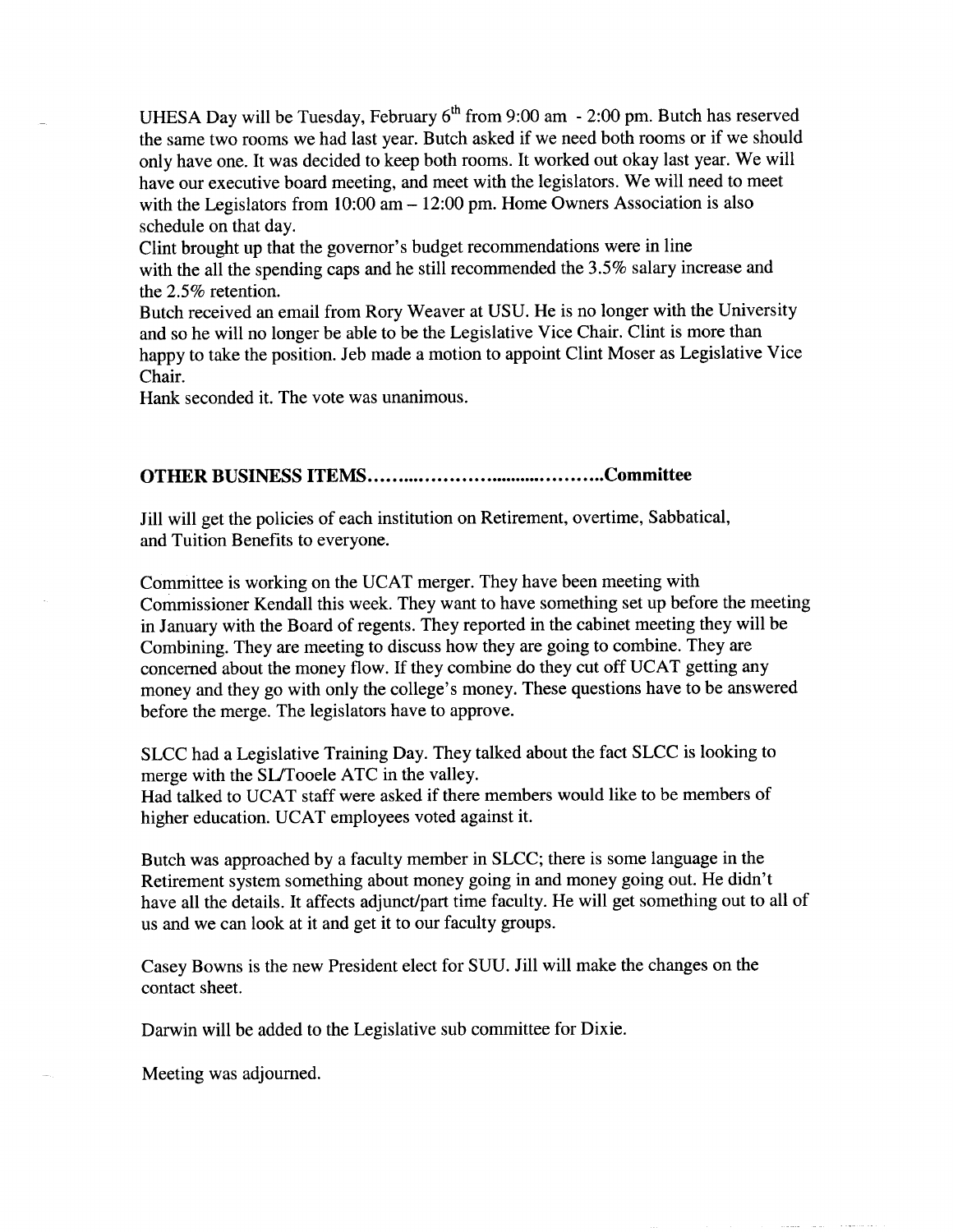UHESA Day will be Tuesday, February 6th from 9:00 am - 2:00 pm. Butch has reserved the same two rooms we had last year. Butch asked if we need both rooms or if we should only have one. It was decided to keep both rooms. It worked out okay last year. We will have our executive board meeting, and meet with the legislators. We will need to meet with the Legislators from 10:00 am – 12:00 pm. Home Owners Association is also schedule on that day.

Clint brought up that the governor's budget recommendations were in line with the all the spending caps and he still recommended the 3.5% salary increase and the 2.5% retention.

Butch received an email from Rory Weaver at USU. He is no longer with the University and so he will no longer be able to be the Legislative Vice Chair. Clint is more than happy to take the position. Jeb made a motion to appoint Clint Moser as Legislative Vice Chair.

Hank seconded it. The vote was unanimous.

**OTHER BUSINESS ITEMS……………………………………..Committee**

Jill will get the policies of each institution on Retirement, overtime, Sabbatical, and Tuition Benefits to everyone.

Committee is working on the UCAT merger. They have been meeting with Commissioner Kendall this week. They want to have something set up before the meeting in January with the Board of regents. They reported in the cabinet meeting they will be Combining. They are meeting to discuss how they are going to combine. They are concerned about the money flow. If they combine do they cut off UCAT getting any money and they go with only the college's money. These questions have to be answered before the merge. The legislators have to approve.

SLCC had a Legislative Training Day. They talked about the fact SLCC is looking to merge with the SL/Tooele ATC in the valley.

Had talked to UCAT staff were asked if there members would like to be members of higher education. UCAT employees voted against it.

Butch was approached by a faculty member in SLCC; there is some language in the Retirement system something about money going in and money going out. He didn't have all the details. It affects adjunct/part time faculty. He will get something out to all of us and we can look at it and get it to our faculty groups.

Casey Bowns is the new President elect for SUU. Jill will make the changes on the contact sheet.

Darwin will be added to the Legislative sub committee for Dixie.

Meeting was adjourned.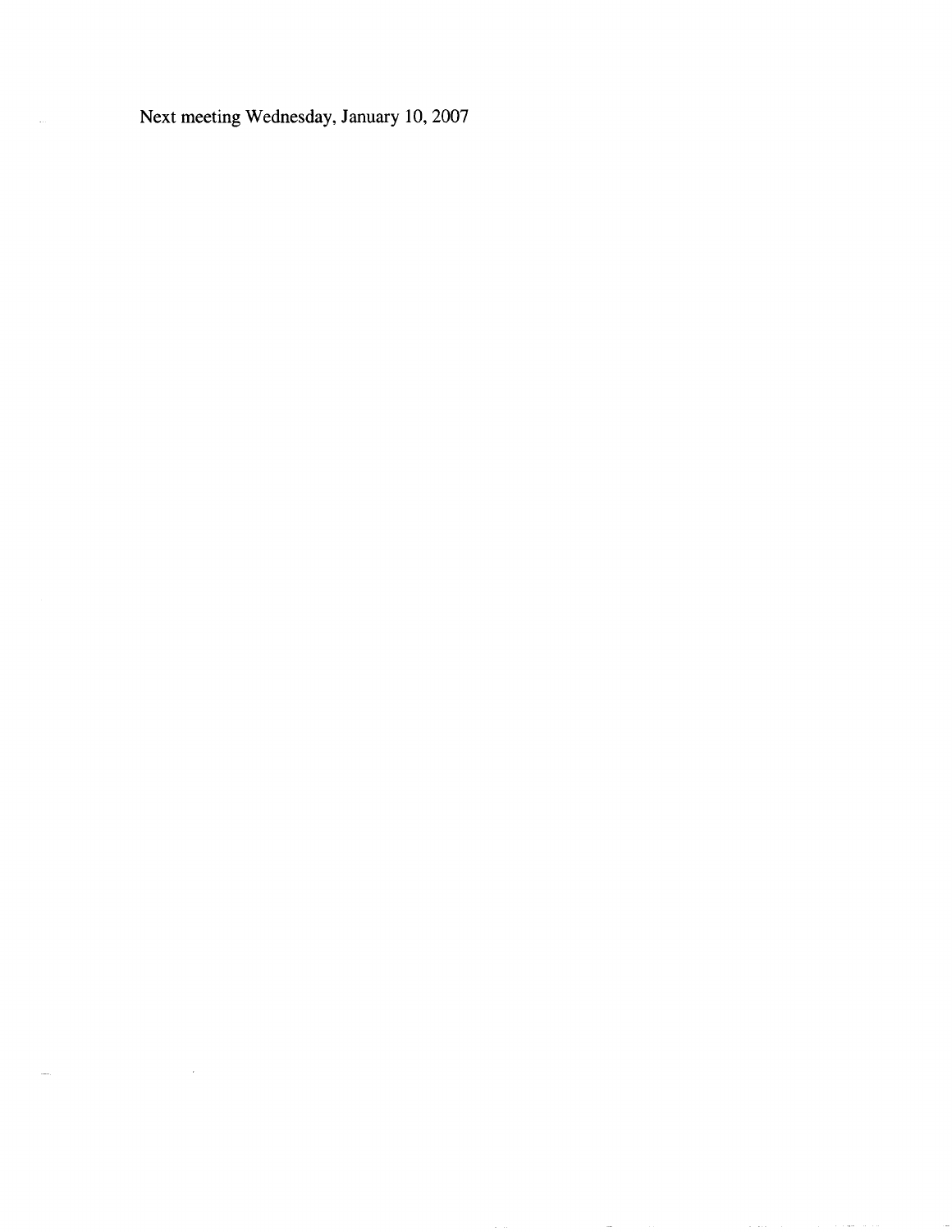Next meeting Wednesday, January 10, 2007